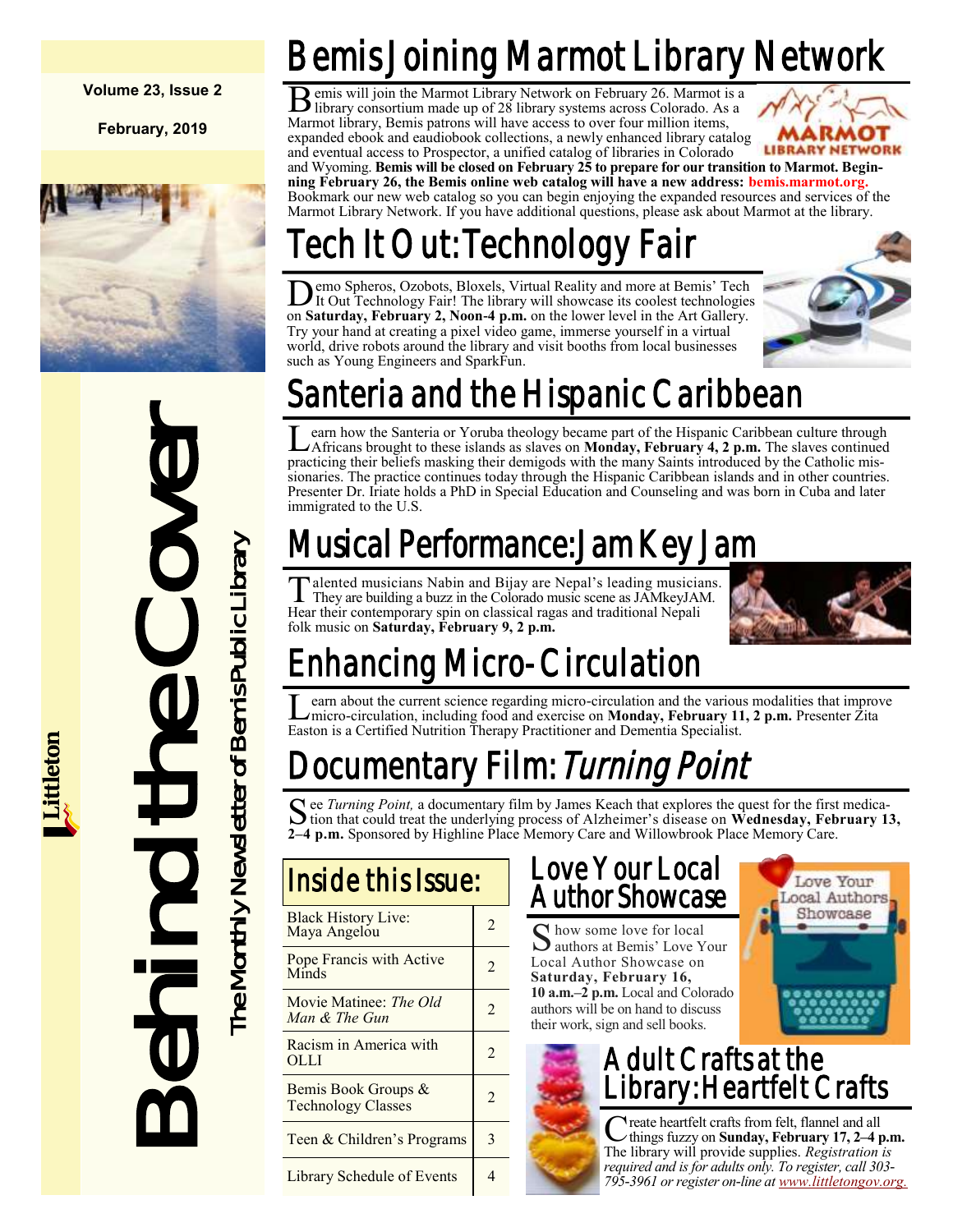Volume 23, Issue 2

February, 2019

# Behind the Cover

The Monthly Newsletter of Bemis Public Library

Littleton

## Bemis Joining Marmot Library Network

Bemis will join the Marmot Library Network on February 26. Marmot is a library consortium made up of 28 library systems across Colorado. As a Marmot library, Bemis patrons will have access to over four million items, expanded ebook and eaudiobook collections, a newly enhanced library catalog and eventual access to Prospector, a unified catalog of libraries in Colorado and Wyoming. **Bemis will be closed on February 25 to prepare for our transition to Marmot. Beginning February 26, the Bemis online web catalog will have a new address: bemis.marmot.org.** Bookmark our new web catalog so you can begin enjoying the expanded resources and services of the Marmot Library Network. If you have additional questions, please ask about Marmot at the library.

## Tech It Out: Technology Fair

Demo Spheros, Ozobots, Bloxels, Virtual Reality and more at Bemis' Tech It Out Technology Fair! The library will showcase its coolest technologies on **Saturday, February 2, Noon-4 p.m.** on the lower level in the Art Gallery. Try your hand at creating a pixel video game, immerse yourself in a virtual world, drive robots around the library and visit booths from local businesses such as Young Engineers and SparkFun.

## Santeria and the Hispanic Caribbean

Learn how the Santeria or Yoruba theology became part of the Hispanic Caribbean culture through Africans brought to these islands as slaves on **Monday, February 4, 2 p.m.** The slaves continued practicing their beliefs masking their demigods with the many Saints introduced by the Catholic missionaries. The practice continues today through the Hispanic Caribbean islands and in other countries. Presenter Dr. Iriate holds a PhD in Special Education and Counseling and was born in Cuba and later immigrated to the U.S.

## Musical Performance: Jam Key Jam

Talented musicians Nabin and Bijay are Nepal's leading musicians. They are building a buzz in the Colorado music scene as JAMkeyJAM. Hear their contemporary spin on classical ragas and traditional Nepali folk music on **Saturday, February 9, 2 p.m.**

## Enhancing Micro-Circulation

Learn about the current science regarding micro-circulation and the various modalities that improve micro-circulation, including food and exercise on **Monday, February 11, 2 p.m.** Presenter Zita Easton is a Certified Nutrition Therapy Practitioner and Dementia Specialist.

## Documentary Film: *Turning Point*

See *Turning Point,* a documentary film by James Keach that explores the quest for the first medication that could treat the underlying process of Alzheimer's disease on **Wednesday, February 13, 2–4 p.m.** Sponsored by Highline Place Memory Care and Willowbrook Place Memory Care.

## Inside this Issue:

| Article | Page |
|---|---|
| Black History Live: Maya Angelou | 2 |
| Pope Francis with Active Minds | 2 |
| Movie Matinee: *The Old Man & The Gun* | 2 |
| Racism in America with OLLI | 2 |
| Bemis Book Groups & Technology Classes | 2 |
| Teen & Children's Programs | 3 |
| Library Schedule of Events | 4 |

## Love Your Local Author Showcase

Show some love for local authors at Bemis' Love Your Local Author Showcase on **Saturday, February 16, 10 a.m.–2 p.m.** Local and Colorado authors will be on hand to discuss their work, sign and sell books.

## Adult Crafts at the Library: Heartfelt Crafts

Create heartfelt crafts from felt, flannel and all things fuzzy on **Sunday, February 17, 2–4 p.m.** The library will provide supplies. *Registration is required and is for adults only. To register, call 303-795-3961 or register on-line at www.littletongov.org.*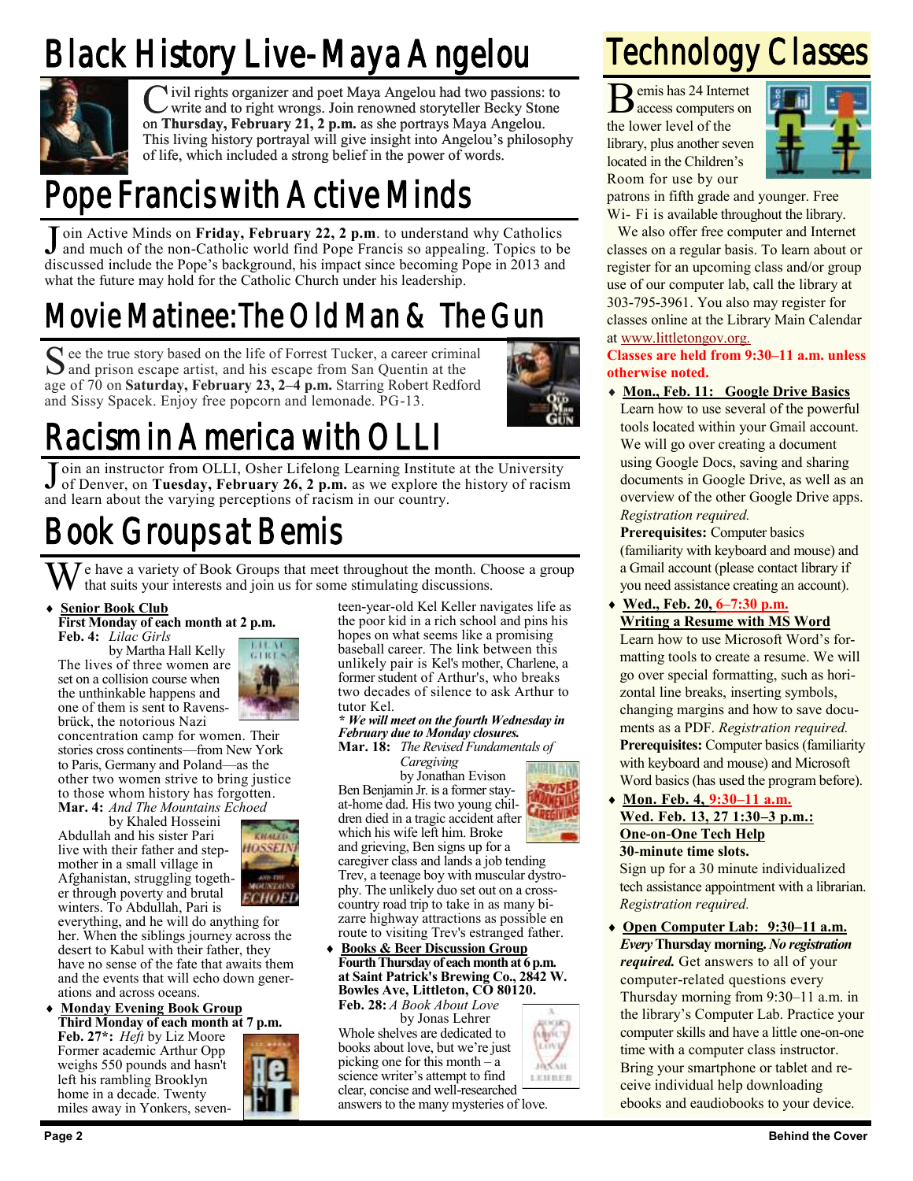# Black History Live- Maya Angelou

Civil rights organizer and poet Maya Angelou had two passions: to write and to right wrongs. Join renowned storyteller Becky Stone on **Thursday, February 21, 2 p.m.** as she portrays Maya Angelou. This living history portrayal will give insight into Angelou's philosophy of life, which included a strong belief in the power of words.

# Pope Francis with Active Minds

Join Active Minds on **Friday, February 22, 2 p.m**. to understand why Catholics and much of the non-Catholic world find Pope Francis so appealing. Topics to be discussed include the Pope's background, his impact since becoming Pope in 2013 and what the future may hold for the Catholic Church under his leadership.

# Movie Matinee: The Old Man & The Gun

See the true story based on the life of Forrest Tucker, a career criminal and prison escape artist, and his escape from San Quentin at the age of 70 on **Saturday, February 23, 2–4 p.m.** Starring Robert Redford and Sissy Spacek. Enjoy free popcorn and lemonade. PG-13.

# Racism in America with OLLI

Join an instructor from OLLI, Osher Lifelong Learning Institute at the University of Denver, on **Tuesday, February 26, 2 p.m.** as we explore the history of racism and learn about the varying perceptions of racism in our country.

# Book Groups at Bemis

We have a variety of Book Groups that meet throughout the month. Choose a group that suits your interests and join us for some stimulating discussions.

- **Senior Book Club**
  **First Monday of each month at 2 p.m.**
  **Feb. 4:** *Lilac Girls* by Martha Hall Kelly
  The lives of three women are set on a collision course when the unthinkable happens and one of them is sent to Ravensbrück, the notorious Nazi concentration camp for women. Their stories cross continents—from New York to Paris, Germany and Poland—as the other two women strive to bring justice to those whom history has forgotten.
  **Mar. 4:** *And The Mountains Echoed* by Khaled Hosseini
  Abdullah and his sister Pari live with their father and stepmother in a small village in Afghanistan, struggling together through poverty and brutal winters. To Abdullah, Pari is everything, and he will do anything for her. When the siblings journey across the desert to Kabul with their father, they have no sense of the fate that awaits them and the events that will echo down generations and across oceans.

- **Monday Evening Book Group**
  **Third Monday of each month at 7 p.m.**
  **Feb. 27\*:** *Heft* by Liz Moore
  Former academic Arthur Opp weighs 550 pounds and hasn't left his rambling Brooklyn home in a decade. Twenty miles away in Yonkers, seventeen-year-old Kel Keller navigates life as the poor kid in a rich school and pins his hopes on what seems like a promising baseball career. The link between this unlikely pair is Kel's mother, Charlene, a former student of Arthur's, who breaks two decades of silence to ask Arthur to tutor Kel.
  ***\* We will meet on the fourth Wednesday in February due to Monday closures.***
  **Mar. 18:** *The Revised Fundamentals of Caregiving* by Jonathan Evison
  Ben Benjamin Jr. is a former stay-at-home dad. His two young children died in a tragic accident after which his wife left him. Broke and grieving, Ben signs up for a caregiver class and lands a job tending Trev, a teenage boy with muscular dystrophy. The unlikely duo set out on a cross-country road trip to take in as many bizarre highway attractions as possible en route to visiting Trev's estranged father.

- **Books & Beer Discussion Group**
  **Fourth Thursday of each month at 6 p.m. at Saint Patrick's Brewing Co., 2842 W. Bowles Ave, Littleton, CO 80120.**
  **Feb. 28:** *A Book About Love* by Jonas Lehrer
  Whole shelves are dedicated to books about love, but we're just picking one for this month – a science writer's attempt to find clear, concise and well-researched answers to the many mysteries of love.

# Technology Classes

Bemis has 24 Internet access computers on the lower level of the library, plus another seven located in the Children's Room for use by our patrons in fifth grade and younger. Free Wi- Fi is available throughout the library.

We also offer free computer and Internet classes on a regular basis. To learn about or register for an upcoming class and/or group use of our computer lab, call the library at 303-795-3961. You also may register for classes online at the Library Main Calendar at www.littletongov.org.

**Classes are held from 9:30–11 a.m. unless otherwise noted.**

- **Mon., Feb. 11: Google Drive Basics**
  Learn how to use several of the powerful tools located within your Gmail account. We will go over creating a document using Google Docs, saving and sharing documents in Google Drive, as well as an overview of the other Google Drive apps. *Registration required.*
  **Prerequisites:** Computer basics (familiarity with keyboard and mouse) and a Gmail account (please contact library if you need assistance creating an account).

- **Wed., Feb. 20, 6–7:30 p.m.**
  **Writing a Resume with MS Word**
  Learn how to use Microsoft Word's formatting tools to create a resume. We will go over special formatting, such as horizontal line breaks, inserting symbols, changing margins and how to save documents as a PDF. *Registration required.*
  **Prerequisites:** Computer basics (familiarity with keyboard and mouse) and Microsoft Word basics (has used the program before).

- **Mon. Feb. 4, 9:30–11 a.m.**
  **Wed. Feb. 13, 27 1:30–3 p.m.:**
  **One-on-One Tech Help**
  **30-minute time slots.**
  Sign up for a 30 minute individualized tech assistance appointment with a librarian. *Registration required.*

- **Open Computer Lab: 9:30–11 a.m.**
  ***Every* Thursday morning. *No registration required.*** Get answers to all of your computer-related questions every Thursday morning from 9:30–11 a.m. in the library's Computer Lab. Practice your computer skills and have a little one-on-one time with a computer class instructor. Bring your smartphone or tablet and receive individual help downloading ebooks and eaudiobooks to your device.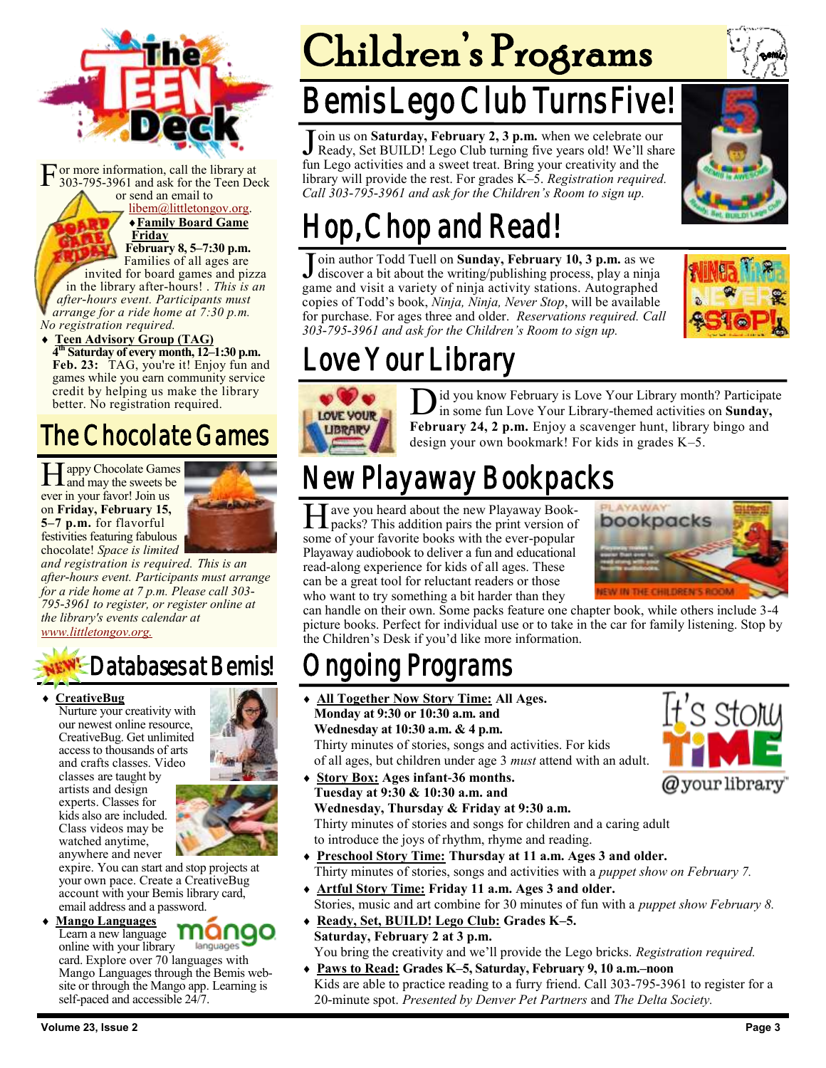# The Teen Deck

For more information, call the library at 303-795-3961 and ask for the Teen Deck or send an email to libem@littletongov.org.

- **Family Board Game Friday**
  **February 8, 5–7:30 p.m.**
  Families of all ages are invited for board games and pizza in the library after-hours! . *This is an after-hours event. Participants must arrange for a ride home at 7:30 p.m. No registration required.*
- **Teen Advisory Group (TAG)**
  **4th Saturday of every month, 12–1:30 p.m.**
  **Feb. 23:** TAG, you're it! Enjoy fun and games while you earn community service credit by helping us make the library better. No registration required.

## The Chocolate Games

Happy Chocolate Games and may the sweets be ever in your favor! Join us on **Friday, February 15, 5–7 p.m.** for flavorful festivities featuring fabulous chocolate! *Space is limited and registration is required. This is an after-hours event. Participants must arrange for a ride home at 7 p.m. Please call 303-795-3961 to register, or register online at the library's events calendar at www.littletongov.org.*

## NEW! Databases at Bemis!

- **CreativeBug**
  Nurture your creativity with our newest online resource, CreativeBug. Get unlimited access to thousands of arts and crafts classes. Video classes are taught by artists and design experts. Classes for kids also are included. Class videos may be watched anytime, anywhere and never expire. You can start and stop projects at your own pace. Create a CreativeBug account with your Bemis library card, email address and a password.
- **Mango Languages**
  Learn a new language online with your library card. Explore over 70 languages with Mango Languages through the Bemis website or through the Mango app. Learning is self-paced and accessible 24/7.

# Children's Programs

## Bemis Lego Club Turns Five!

Join us on **Saturday, February 2, 3 p.m.** when we celebrate our Ready, Set BUILD! Lego Club turning five years old! We'll share fun Lego activities and a sweet treat. Bring your creativity and the library will provide the rest. For grades K–5. *Registration required. Call 303-795-3961 and ask for the Children's Room to sign up.*

## Hop, Chop and Read!

Join author Todd Tuell on **Sunday, February 10, 3 p.m.** as we discover a bit about the writing/publishing process, play a ninja game and visit a variety of ninja activity stations. Autographed copies of Todd's book, *Ninja, Ninja, Never Stop*, will be available for purchase. For ages three and older. *Reservations required. Call 303-795-3961 and ask for the Children's Room to sign up.*

## Love Your Library

Did you know February is Love Your Library month? Participate in some fun Love Your Library-themed activities on **Sunday, February 24, 2 p.m.** Enjoy a scavenger hunt, library bingo and design your own bookmark! For kids in grades K–5.

## New Playaway Bookpacks

Have you heard about the new Playaway Bookpacks? This addition pairs the print version of some of your favorite books with the ever-popular Playaway audiobook to deliver a fun and educational read-along experience for kids of all ages. These can be a great tool for reluctant readers or those who want to try something a bit harder than they can handle on their own. Some packs feature one chapter book, while others include 3-4 picture books. Perfect for individual use or to take in the car for family listening. Stop by the Children's Desk if you'd like more information.

## Ongoing Programs

- **All Together Now Story Time: All Ages.**
  **Monday at 9:30 or 10:30 a.m. and**
  **Wednesday at 10:30 a.m. & 4 p.m.**
  Thirty minutes of stories, songs and activities. For kids of all ages, but children under age 3 *must* attend with an adult.
- **Story Box: Ages infant-36 months.**
  **Tuesday at 9:30 & 10:30 a.m. and**
  **Wednesday, Thursday & Friday at 9:30 a.m.**
  Thirty minutes of stories and songs for children and a caring adult to introduce the joys of rhythm, rhyme and reading.
- **Preschool Story Time: Thursday at 11 a.m. Ages 3 and older.**
  Thirty minutes of stories, songs and activities with a *puppet show on February 7.*
- **Artful Story Time: Friday 11 a.m. Ages 3 and older.**
  Stories, music and art combine for 30 minutes of fun with a *puppet show February 8.*
- **Ready, Set, BUILD! Lego Club: Grades K–5.**
  **Saturday, February 2 at 3 p.m.**
  You bring the creativity and we'll provide the Lego bricks. *Registration required.*
- **Paws to Read: Grades K–5, Saturday, February 9, 10 a.m.–noon**
  Kids are able to practice reading to a furry friend. Call 303-795-3961 to register for a 20-minute spot. *Presented by Denver Pet Partners* and *The Delta Society.*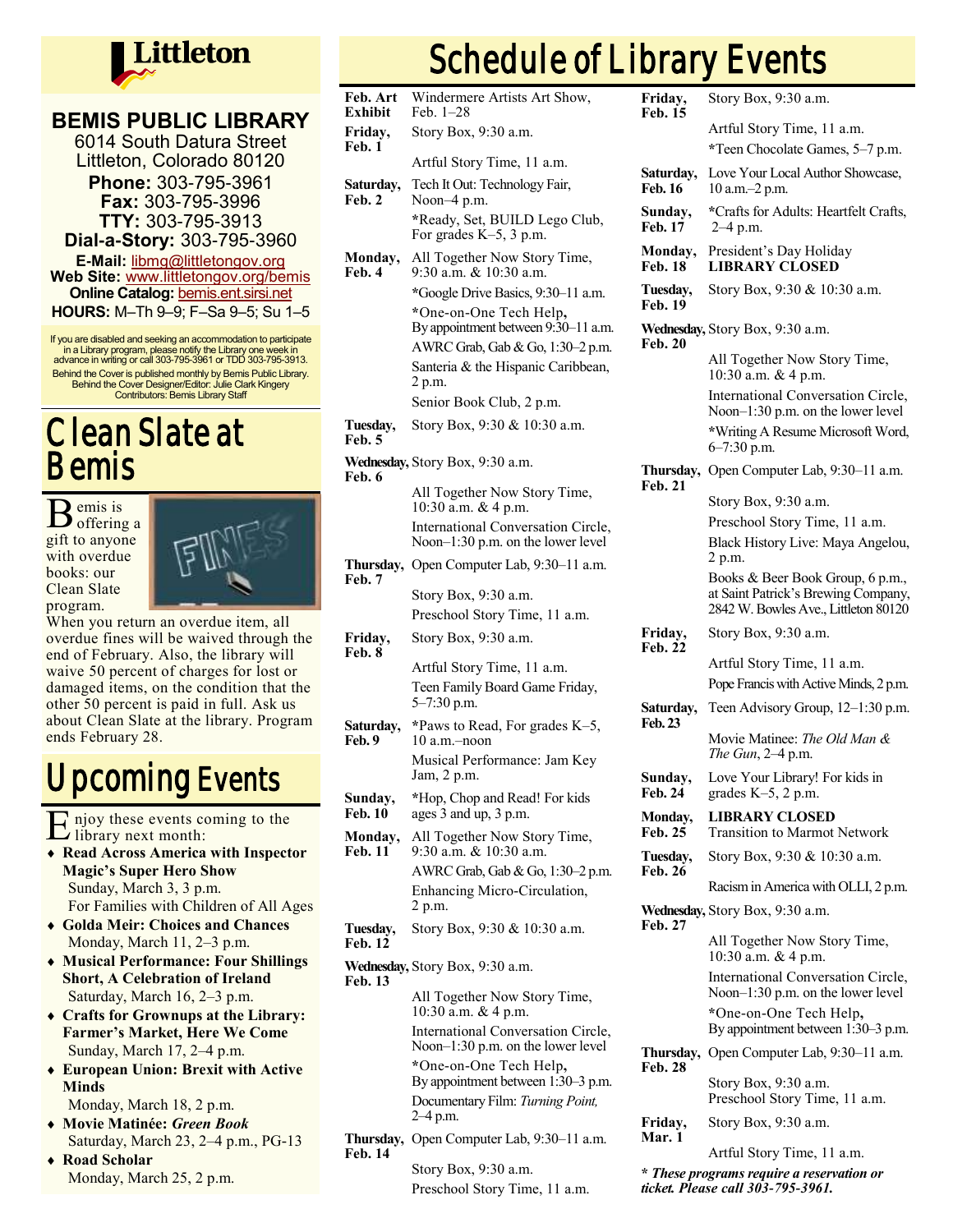Littleton

## BEMIS PUBLIC LIBRARY

6014 South Datura Street
Littleton, Colorado 80120

**Phone:** 303-795-3961
**Fax:** 303-795-3996
**TTY:** 303-795-3913
**Dial-a-Story:** 303-795-3960

**E-Mail:** libmg@littletongov.org
**Web Site:** www.littletongov.org/bemis
**Online Catalog:** bemis.ent.sirsi.net
**HOURS:** M–Th 9–9; F–Sa 9–5; Su 1–5

If you are disabled and seeking an accommodation to participate in a Library program, please notify the Library one week in advance in writing or call 303-795-3961 or TDD 303-795-3913.
Behind the Cover is published monthly by Bemis Public Library.
Behind the Cover Designer/Editor: Julie Clark Kingery
Contributors: Bemis Library Staff

# Clean Slate at Bemis

Bemis is offering a gift to anyone with overdue books: our Clean Slate program. When you return an overdue item, all overdue fines will be waived through the end of February. Also, the library will waive 50 percent of charges for lost or damaged items, on the condition that the other 50 percent is paid in full. Ask us about Clean Slate at the library. Program ends February 28.

# Upcoming Events

Enjoy these events coming to the library next month:

- **Read Across America with Inspector Magic's Super Hero Show**
  Sunday, March 3, 3 p.m.
  For Families with Children of All Ages
- **Golda Meir: Choices and Chances**
  Monday, March 11, 2–3 p.m.
- **Musical Performance: Four Shillings Short, A Celebration of Ireland**
  Saturday, March 16, 2–3 p.m.
- **Crafts for Grownups at the Library: Farmer's Market, Here We Come**
  Sunday, March 17, 2–4 p.m.
- **European Union: Brexit with Active Minds**
  Monday, March 18, 2 p.m.
- **Movie Matinée: *Green Book***
  Saturday, March 23, 2–4 p.m., PG-13
- **Road Scholar**
  Monday, March 25, 2 p.m.

# Schedule of Library Events

**Feb. Art Exhibit** — Windermere Artists Art Show, Feb. 1–28

**Friday, Feb. 1**
- Story Box, 9:30 a.m.
- Artful Story Time, 11 a.m.

**Saturday, Feb. 2**
- Tech It Out: Technology Fair, Noon–4 p.m.
- *Ready, Set, BUILD Lego Club, For grades K–5, 3 p.m.

**Monday, Feb. 4**
- All Together Now Story Time, 9:30 a.m. & 10:30 a.m.
- *Google Drive Basics, 9:30–11 a.m.
- *One-on-One Tech Help, By appointment between 9:30–11 a.m.
- AWRC Grab, Gab & Go, 1:30–2 p.m.
- Santeria & the Hispanic Caribbean, 2 p.m.
- Senior Book Club, 2 p.m.

**Tuesday, Feb. 5**
- Story Box, 9:30 & 10:30 a.m.

**Wednesday, Feb. 6**
- Story Box, 9:30 a.m.
- All Together Now Story Time, 10:30 a.m. & 4 p.m.
- International Conversation Circle, Noon–1:30 p.m. on the lower level

**Thursday, Feb. 7**
- Open Computer Lab, 9:30–11 a.m.
- Story Box, 9:30 a.m.
- Preschool Story Time, 11 a.m.

**Friday, Feb. 8**
- Story Box, 9:30 a.m.
- Artful Story Time, 11 a.m.
- Teen Family Board Game Friday, 5–7:30 p.m.

**Saturday, Feb. 9**
- *Paws to Read, For grades K–5, 10 a.m.–noon
- Musical Performance: Jam Key Jam, 2 p.m.

**Sunday, Feb. 10**
- *Hop, Chop and Read! For kids ages 3 and up, 3 p.m.

**Monday, Feb. 11**
- All Together Now Story Time, 9:30 a.m. & 10:30 a.m.
- AWRC Grab, Gab & Go, 1:30–2 p.m.
- Enhancing Micro-Circulation, 2 p.m.

**Tuesday, Feb. 12**
- Story Box, 9:30 & 10:30 a.m.

**Wednesday, Feb. 13**
- Story Box, 9:30 a.m.
- All Together Now Story Time, 10:30 a.m. & 4 p.m.
- International Conversation Circle, Noon–1:30 p.m. on the lower level
- *One-on-One Tech Help, By appointment between 1:30–3 p.m.
- Documentary Film: *Turning Point,* 2–4 p.m.

**Thursday, Feb. 14**
- Open Computer Lab, 9:30–11 a.m.
- Story Box, 9:30 a.m.
- Preschool Story Time, 11 a.m.

**Friday, Feb. 15**
- Story Box, 9:30 a.m.
- Artful Story Time, 11 a.m.
- *Teen Chocolate Games, 5–7 p.m.

**Saturday, Feb. 16**
- Love Your Local Author Showcase, 10 a.m.–2 p.m.

**Sunday, Feb. 17**
- *Crafts for Adults: Heartfelt Crafts, 2–4 p.m.

**Monday, Feb. 18**
- President's Day Holiday
- **LIBRARY CLOSED**

**Tuesday, Feb. 19**
- Story Box, 9:30 & 10:30 a.m.

**Wednesday, Feb. 20**
- Story Box, 9:30 a.m.
- All Together Now Story Time, 10:30 a.m. & 4 p.m.
- International Conversation Circle, Noon–1:30 p.m. on the lower level
- *Writing A Resume Microsoft Word, 6–7:30 p.m.

**Thursday, Feb. 21**
- Open Computer Lab, 9:30–11 a.m.
- Story Box, 9:30 a.m.
- Preschool Story Time, 11 a.m.
- Black History Live: Maya Angelou, 2 p.m.
- Books & Beer Book Group, 6 p.m., at Saint Patrick's Brewing Company, 2842 W. Bowles Ave., Littleton 80120

**Friday, Feb. 22**
- Story Box, 9:30 a.m.
- Artful Story Time, 11 a.m.
- Pope Francis with Active Minds, 2 p.m.

**Saturday, Feb. 23**
- Teen Advisory Group, 12–1:30 p.m.
- Movie Matinee: *The Old Man & The Gun*, 2–4 p.m.

**Sunday, Feb. 24**
- Love Your Library! For kids in grades K–5, 2 p.m.

**Monday, Feb. 25**
- **LIBRARY CLOSED**
- Transition to Marmot Network

**Tuesday, Feb. 26**
- Story Box, 9:30 & 10:30 a.m.
- Racism in America with OLLI, 2 p.m.

**Wednesday, Feb. 27**
- Story Box, 9:30 a.m.
- All Together Now Story Time, 10:30 a.m. & 4 p.m.
- International Conversation Circle, Noon–1:30 p.m. on the lower level
- *One-on-One Tech Help, By appointment between 1:30–3 p.m.

**Thursday, Feb. 28**
- Open Computer Lab, 9:30–11 a.m.
- Story Box, 9:30 a.m.
- Preschool Story Time, 11 a.m.

**Friday, Mar. 1**
- Story Box, 9:30 a.m.
- Artful Story Time, 11 a.m.

***\* These programs require a reservation or ticket. Please call 303-795-3961.***